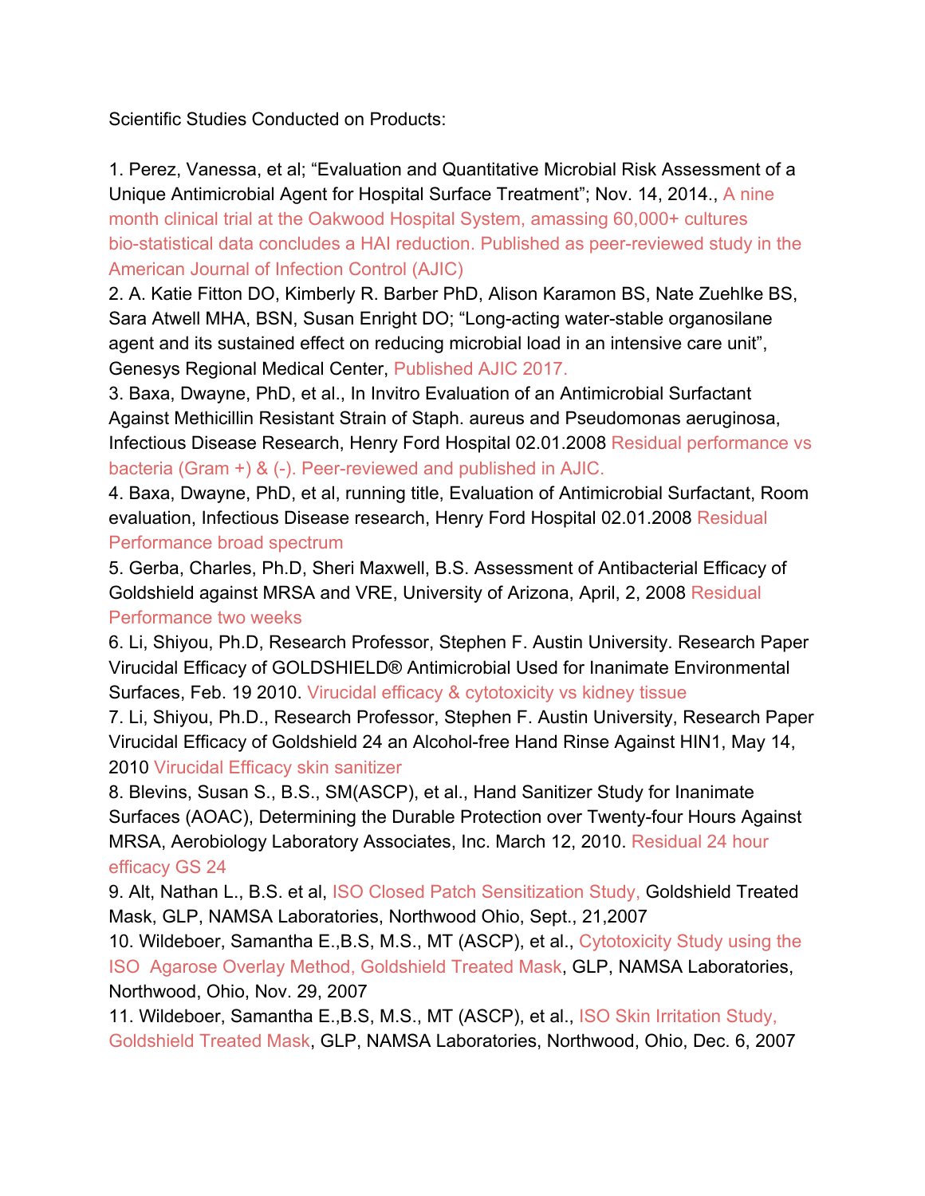Scientific Studies Conducted on Products:

1. Perez, Vanessa, et al; "Evaluation and Quantitative Microbial Risk Assessment of a Unique Antimicrobial Agent for Hospital Surface Treatment"; Nov. 14, 2014., A nine month clinical trial at the Oakwood Hospital System, amassing 60,000+ cultures bio-statistical data concludes a HAI reduction. Published as peer-reviewed study in the American Journal of Infection Control (AJIC)
2. A. Katie Fitton DO, Kimberly R. Barber PhD, Alison Karamon BS, Nate Zuehlke BS, Sara Atwell MHA, BSN, Susan Enright DO; "Long-acting water-stable organosilane agent and its sustained effect on reducing microbial load in an intensive care unit", Genesys Regional Medical Center, Published AJIC 2017.
3. Baxa, Dwayne, PhD, et al., In Invitro Evaluation of an Antimicrobial Surfactant Against Methicillin Resistant Strain of Staph. aureus and Pseudomonas aeruginosa, Infectious Disease Research, Henry Ford Hospital 02.01.2008 Residual performance vs bacteria (Gram +) & (-). Peer-reviewed and published in AJIC.
4. Baxa, Dwayne, PhD, et al, running title, Evaluation of Antimicrobial Surfactant, Room evaluation, Infectious Disease research, Henry Ford Hospital 02.01.2008 Residual Performance broad spectrum
5. Gerba, Charles, Ph.D, Sheri Maxwell, B.S. Assessment of Antibacterial Efficacy of Goldshield against MRSA and VRE, University of Arizona, April, 2, 2008 Residual Performance two weeks
6. Li, Shiyou, Ph.D, Research Professor, Stephen F. Austin University. Research Paper Virucidal Efficacy of GOLDSHIELD® Antimicrobial Used for Inanimate Environmental Surfaces, Feb. 19 2010. Virucidal efficacy & cytotoxicity vs kidney tissue
7. Li, Shiyou, Ph.D., Research Professor, Stephen F. Austin University, Research Paper Virucidal Efficacy of Goldshield 24 an Alcohol-free Hand Rinse Against HIN1, May 14, 2010 Virucidal Efficacy skin sanitizer
8. Blevins, Susan S., B.S., SM(ASCP), et al., Hand Sanitizer Study for Inanimate Surfaces (AOAC), Determining the Durable Protection over Twenty-four Hours Against MRSA, Aerobiology Laboratory Associates, Inc. March 12, 2010. Residual 24 hour efficacy GS 24
9. Alt, Nathan L., B.S. et al, ISO Closed Patch Sensitization Study, Goldshield Treated Mask, GLP, NAMSA Laboratories, Northwood Ohio, Sept., 21,2007
10. Wildeboer, Samantha E.,B.S, M.S., MT (ASCP), et al., Cytotoxicity Study using the ISO Agarose Overlay Method, Goldshield Treated Mask, GLP, NAMSA Laboratories, Northwood, Ohio, Nov. 29, 2007
11. Wildeboer, Samantha E.,B.S, M.S., MT (ASCP), et al., ISO Skin Irritation Study, Goldshield Treated Mask, GLP, NAMSA Laboratories, Northwood, Ohio, Dec. 6, 2007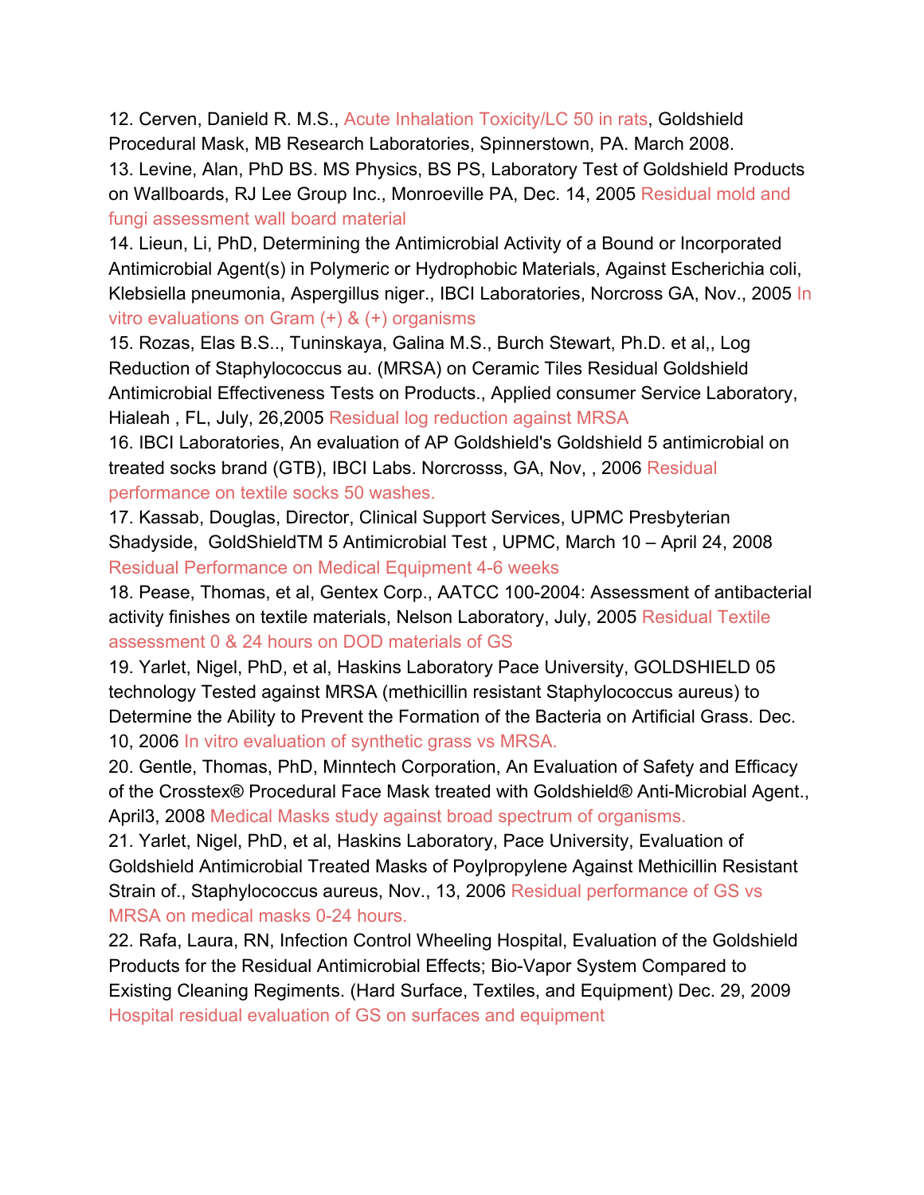12. Cerven, Danield R. M.S., Acute Inhalation Toxicity/LC 50 in rats, Goldshield Procedural Mask, MB Research Laboratories, Spinnerstown, PA. March 2008.

13. Levine, Alan, PhD BS. MS Physics, BS PS, Laboratory Test of Goldshield Products on Wallboards, RJ Lee Group Inc., Monroeville PA, Dec. 14, 2005 Residual mold and fungi assessment wall board material

14. Lieun, Li, PhD, Determining the Antimicrobial Activity of a Bound or Incorporated Antimicrobial Agent(s) in Polymeric or Hydrophobic Materials, Against Escherichia coli, Klebsiella pneumonia, Aspergillus niger., IBCI Laboratories, Norcross GA, Nov., 2005 In vitro evaluations on Gram (+) & (+) organisms

15. Rozas, Elas B.S.., Tuninskaya, Galina M.S., Burch Stewart, Ph.D. et al,, Log Reduction of Staphylococcus au. (MRSA) on Ceramic Tiles Residual Goldshield Antimicrobial Effectiveness Tests on Products., Applied consumer Service Laboratory, Hialeah , FL, July, 26,2005 Residual log reduction against MRSA

16. IBCI Laboratories, An evaluation of AP Goldshield's Goldshield 5 antimicrobial on treated socks brand (GTB), IBCI Labs. Norcrosss, GA, Nov, , 2006 Residual performance on textile socks 50 washes.

17. Kassab, Douglas, Director, Clinical Support Services, UPMC Presbyterian Shadyside, GoldShieldTM 5 Antimicrobial Test , UPMC, March 10 – April 24, 2008 Residual Performance on Medical Equipment 4-6 weeks

18. Pease, Thomas, et al, Gentex Corp., AATCC 100-2004: Assessment of antibacterial activity finishes on textile materials, Nelson Laboratory, July, 2005 Residual Textile assessment 0 & 24 hours on DOD materials of GS

19. Yarlet, Nigel, PhD, et al, Haskins Laboratory Pace University, GOLDSHIELD 05 technology Tested against MRSA (methicillin resistant Staphylococcus aureus) to Determine the Ability to Prevent the Formation of the Bacteria on Artificial Grass. Dec. 10, 2006 In vitro evaluation of synthetic grass vs MRSA.

20. Gentle, Thomas, PhD, Minntech Corporation, An Evaluation of Safety and Efficacy of the Crosstex® Procedural Face Mask treated with Goldshield® Anti-Microbial Agent., April3, 2008 Medical Masks study against broad spectrum of organisms.

21. Yarlet, Nigel, PhD, et al, Haskins Laboratory, Pace University, Evaluation of Goldshield Antimicrobial Treated Masks of Poylpropylene Against Methicillin Resistant Strain of., Staphylococcus aureus, Nov., 13, 2006 Residual performance of GS vs MRSA on medical masks 0-24 hours.

22. Rafa, Laura, RN, Infection Control Wheeling Hospital, Evaluation of the Goldshield Products for the Residual Antimicrobial Effects; Bio-Vapor System Compared to Existing Cleaning Regiments. (Hard Surface, Textiles, and Equipment) Dec. 29, 2009 Hospital residual evaluation of GS on surfaces and equipment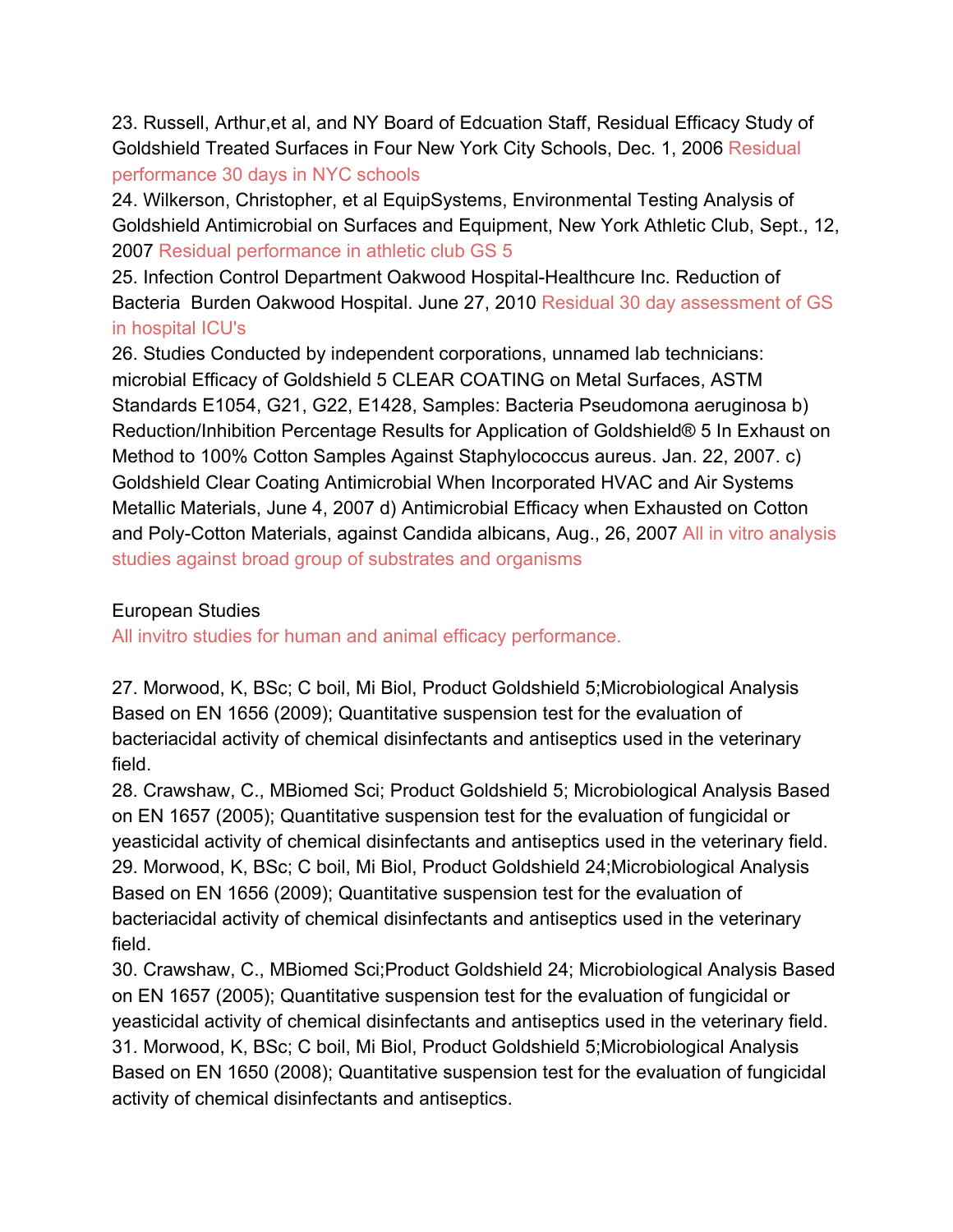23. Russell, Arthur,et al, and NY Board of Edcuation Staff, Residual Efficacy Study of Goldshield Treated Surfaces in Four New York City Schools, Dec. 1, 2006 Residual performance 30 days in NYC schools

24. Wilkerson, Christopher, et al EquipSystems, Environmental Testing Analysis of Goldshield Antimicrobial on Surfaces and Equipment, New York Athletic Club, Sept., 12, 2007 Residual performance in athletic club GS 5

25. Infection Control Department Oakwood Hospital-Healthcure Inc. Reduction of Bacteria Burden Oakwood Hospital. June 27, 2010 Residual 30 day assessment of GS in hospital ICU's

26. Studies Conducted by independent corporations, unnamed lab technicians: microbial Efficacy of Goldshield 5 CLEAR COATING on Metal Surfaces, ASTM Standards E1054, G21, G22, E1428, Samples: Bacteria Pseudomona aeruginosa b) Reduction/Inhibition Percentage Results for Application of Goldshield® 5 In Exhaust on Method to 100% Cotton Samples Against Staphylococcus aureus. Jan. 22, 2007. c) Goldshield Clear Coating Antimicrobial When Incorporated HVAC and Air Systems Metallic Materials, June 4, 2007 d) Antimicrobial Efficacy when Exhausted on Cotton and Poly-Cotton Materials, against Candida albicans, Aug., 26, 2007 All in vitro analysis studies against broad group of substrates and organisms

European Studies

All invitro studies for human and animal efficacy performance.

27. Morwood, K, BSc; C boil, Mi Biol, Product Goldshield 5;Microbiological Analysis Based on EN 1656 (2009); Quantitative suspension test for the evaluation of bacteriacidal activity of chemical disinfectants and antiseptics used in the veterinary field.

28. Crawshaw, C., MBiomed Sci; Product Goldshield 5; Microbiological Analysis Based on EN 1657 (2005); Quantitative suspension test for the evaluation of fungicidal or yeasticidal activity of chemical disinfectants and antiseptics used in the veterinary field.

29. Morwood, K, BSc; C boil, Mi Biol, Product Goldshield 24;Microbiological Analysis Based on EN 1656 (2009); Quantitative suspension test for the evaluation of bacteriacidal activity of chemical disinfectants and antiseptics used in the veterinary field.

30. Crawshaw, C., MBiomed Sci;Product Goldshield 24; Microbiological Analysis Based on EN 1657 (2005); Quantitative suspension test for the evaluation of fungicidal or yeasticidal activity of chemical disinfectants and antiseptics used in the veterinary field.

31. Morwood, K, BSc; C boil, Mi Biol, Product Goldshield 5;Microbiological Analysis Based on EN 1650 (2008); Quantitative suspension test for the evaluation of fungicidal activity of chemical disinfectants and antiseptics.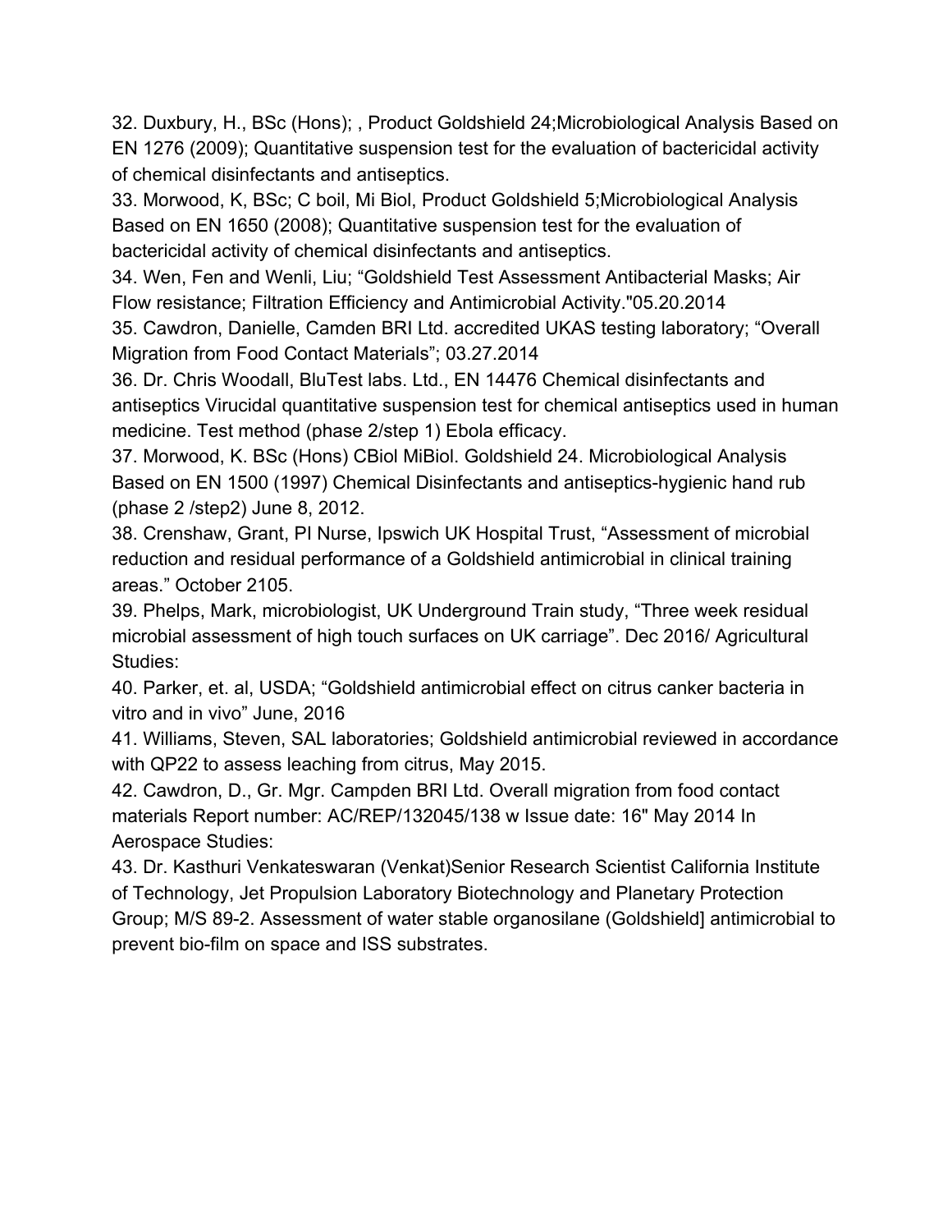32. Duxbury, H., BSc (Hons); , Product Goldshield 24;Microbiological Analysis Based on EN 1276 (2009); Quantitative suspension test for the evaluation of bactericidal activity of chemical disinfectants and antiseptics.

33. Morwood, K, BSc; C boil, Mi Biol, Product Goldshield 5;Microbiological Analysis Based on EN 1650 (2008); Quantitative suspension test for the evaluation of bactericidal activity of chemical disinfectants and antiseptics.

34. Wen, Fen and Wenli, Liu; “Goldshield Test Assessment Antibacterial Masks; Air Flow resistance; Filtration Efficiency and Antimicrobial Activity."05.20.2014

35. Cawdron, Danielle, Camden BRI Ltd. accredited UKAS testing laboratory; “Overall Migration from Food Contact Materials”; 03.27.2014

36. Dr. Chris Woodall, BluTest labs. Ltd., EN 14476 Chemical disinfectants and antiseptics Virucidal quantitative suspension test for chemical antiseptics used in human medicine. Test method (phase 2/step 1) Ebola efficacy.

37. Morwood, K. BSc (Hons) CBiol MiBiol. Goldshield 24. Microbiological Analysis Based on EN 1500 (1997) Chemical Disinfectants and antiseptics-hygienic hand rub (phase 2 /step2) June 8, 2012.

38. Crenshaw, Grant, PI Nurse, Ipswich UK Hospital Trust, “Assessment of microbial reduction and residual performance of a Goldshield antimicrobial in clinical training areas.” October 2105.

39. Phelps, Mark, microbiologist, UK Underground Train study, “Three week residual microbial assessment of high touch surfaces on UK carriage”. Dec 2016/ Agricultural Studies:

40. Parker, et. al, USDA; “Goldshield antimicrobial effect on citrus canker bacteria in vitro and in vivo” June, 2016

41. Williams, Steven, SAL laboratories; Goldshield antimicrobial reviewed in accordance with QP22 to assess leaching from citrus, May 2015.

42. Cawdron, D., Gr. Mgr. Campden BRI Ltd. Overall migration from food contact materials Report number: AC/REP/132045/138 w Issue date: 16" May 2014 In Aerospace Studies:

43. Dr. Kasthuri Venkateswaran (Venkat)Senior Research Scientist California Institute of Technology, Jet Propulsion Laboratory Biotechnology and Planetary Protection Group; M/S 89-2. Assessment of water stable organosilane (Goldshield] antimicrobial to prevent bio-film on space and ISS substrates.